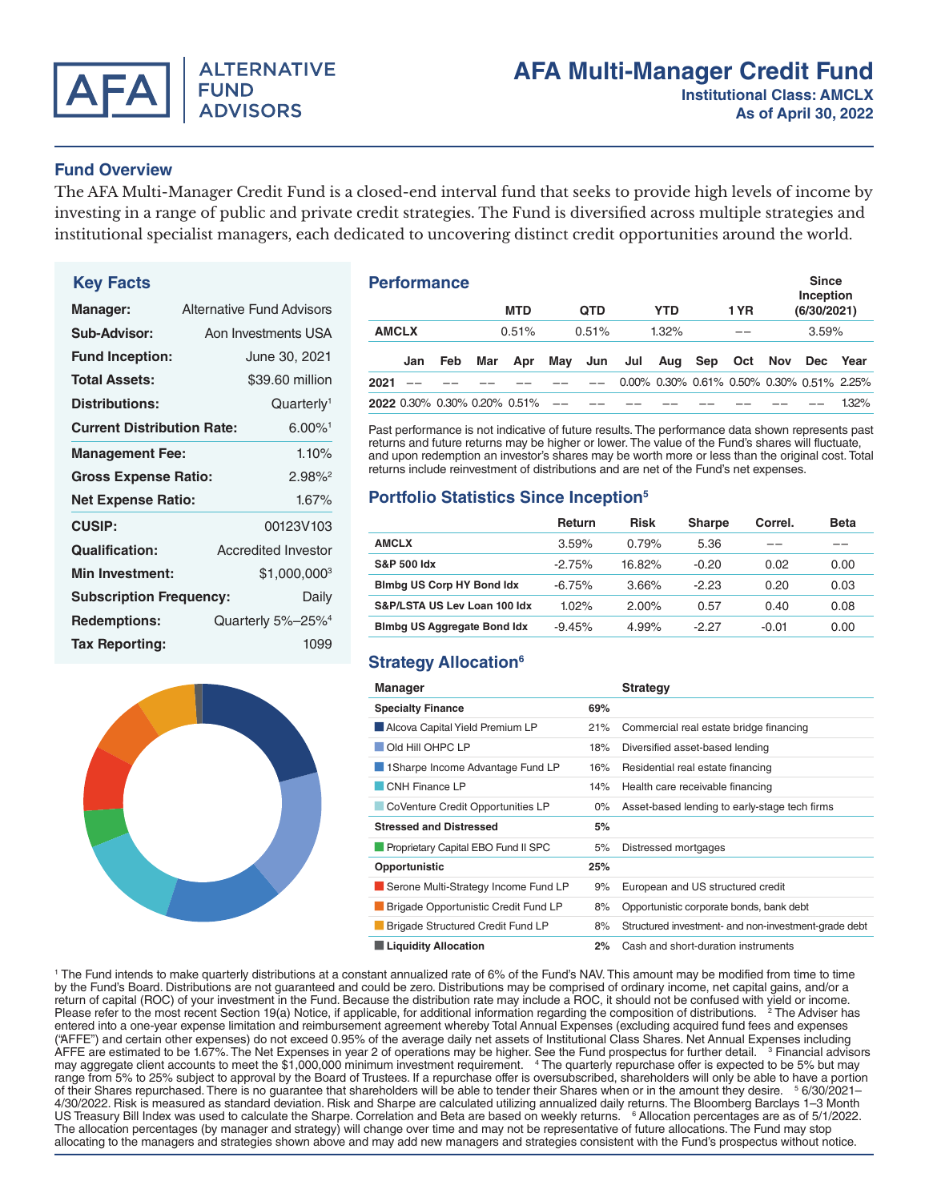# AFA Multi-Manager Credit Fund

**Institutional Class: AMCLX**
**As of April 30, 2022**

ALTERNATIVE FUND ADVISORS

## Fund Overview

The AFA Multi-Manager Credit Fund is a closed-end interval fund that seeks to provide high levels of income by investing in a range of public and private credit strategies. The Fund is diversified across multiple strategies and institutional specialist managers, each dedicated to uncovering distinct credit opportunities around the world.

## Key Facts

| | |
|---|---|
| **Manager:** | Alternative Fund Advisors |
| **Sub-Advisor:** | Aon Investments USA |
| **Fund Inception:** | June 30, 2021 |
| **Total Assets:** | $39.60 million |
| **Distributions:** | Quarterly[1] |
| **Current Distribution Rate:** | 6.00%[1] |
| **Management Fee:** | 1.10% |
| **Gross Expense Ratio:** | 2.98%[2] |
| **Net Expense Ratio:** | 1.67% |
| **CUSIP:** | 00123V103 |
| **Qualification:** | Accredited Investor |
| **Min Investment:** | $1,000,000[3] |
| **Subscription Frequency:** | Daily |
| **Redemptions:** | Quarterly 5%–25%[4] |
| **Tax Reporting:** | 1099 |

## Performance

| | MTD | QTD | YTD | 1 YR | Since Inception (6/30/2021) |
|---|---|---|---|---|---|
| **AMCLX** | 0.51% | 0.51% | 1.32% | –– | 3.59% |

| | Jan | Feb | Mar | Apr | May | Jun | Jul | Aug | Sep | Oct | Nov | Dec | Year |
|---|---|---|---|---|---|---|---|---|---|---|---|---|---|
| **2021** | –– | –– | –– | –– | –– | –– | 0.00% | 0.30% | 0.61% | 0.50% | 0.30% | 0.51% | 2.25% |
| **2022** | 0.30% | 0.30% | 0.20% | 0.51% | –– | –– | –– | –– | –– | –– | –– | –– | 1.32% |

Past performance is not indicative of future results. The performance data shown represents past returns and future returns may be higher or lower. The value of the Fund's shares will fluctuate, and upon redemption an investor's shares may be worth more or less than the original cost. Total returns include reinvestment of distributions and are net of the Fund's net expenses.

## Portfolio Statistics Since Inception[5]

| | Return | Risk | Sharpe | Correl. | Beta |
|---|---|---|---|---|---|
| **AMCLX** | 3.59% | 0.79% | 5.36 | –– | –– |
| **S&P 500 Idx** | -2.75% | 16.82% | -0.20 | 0.02 | 0.00 |
| **Blmbg US Corp HY Bond Idx** | -6.75% | 3.66% | -2.23 | 0.20 | 0.03 |
| **S&P/LSTA US Lev Loan 100 Idx** | 1.02% | 2.00% | 0.57 | 0.40 | 0.08 |
| **Blmbg US Aggregate Bond Idx** | -9.45% | 4.99% | -2.27 | -0.01 | 0.00 |

## Strategy Allocation[6]

| Manager | | Strategy |
|---|---|---|
| **Specialty Finance** | **69%** | |
| Alcova Capital Yield Premium LP | 21% | Commercial real estate bridge financing |
| Old Hill OHPC LP | 18% | Diversified asset-based lending |
| 1Sharpe Income Advantage Fund LP | 16% | Residential real estate financing |
| CNH Finance LP | 14% | Health care receivable financing |
| CoVenture Credit Opportunities LP | 0% | Asset-based lending to early-stage tech firms |
| **Stressed and Distressed** | **5%** | |
| Proprietary Capital EBO Fund II SPC | 5% | Distressed mortgages |
| **Opportunistic** | **25%** | |
| Serone Multi-Strategy Income Fund LP | 9% | European and US structured credit |
| Brigade Opportunistic Credit Fund LP | 8% | Opportunistic corporate bonds, bank debt |
| Brigade Structured Credit Fund LP | 8% | Structured investment- and non-investment-grade debt |
| **Liquidity Allocation** | **2%** | Cash and short-duration instruments |

[1] The Fund intends to make quarterly distributions at a constant annualized rate of 6% of the Fund's NAV. This amount may be modified from time to time by the Fund's Board. Distributions are not guaranteed and could be zero. Distributions may be comprised of ordinary income, net capital gains, and/or a return of capital (ROC) of your investment in the Fund. Because the distribution rate may include a ROC, it should not be confused with yield or income. Please refer to the most recent Section 19(a) Notice, if applicable, for additional information regarding the composition of distributions. [2] The Adviser has entered into a one-year expense limitation and reimbursement agreement whereby Total Annual Expenses (excluding acquired fund fees and expenses ("AFFE") and certain other expenses) do not exceed 0.95% of the average daily net assets of Institutional Class Shares. Net Annual Expenses including AFFE are estimated to be 1.67%. The Net Expenses in year 2 of operations may be higher. See the Fund prospectus for further detail. [3] Financial advisors may aggregate client accounts to meet the $1,000,000 minimum investment requirement. [4] The quarterly repurchase offer is expected to be 5% but may range from 5% to 25% subject to approval by the Board of Trustees. If a repurchase offer is oversubscribed, shareholders will only be able to have a portion of their Shares repurchased. There is no guarantee that shareholders will be able to tender their Shares when or in the amount they desire. [5] 6/30/2021–4/30/2022. Risk is measured as standard deviation. Risk and Sharpe are calculated utilizing annualized daily returns. The Bloomberg Barclays 1–3 Month US Treasury Bill Index was used to calculate the Sharpe. Correlation and Beta are based on weekly returns. [6] Allocation percentages are as of 5/1/2022. The allocation percentages (by manager and strategy) will change over time and may not be representative of future allocations. The Fund may stop allocating to the managers and strategies shown above and may add new managers and strategies consistent with the Fund's prospectus without notice.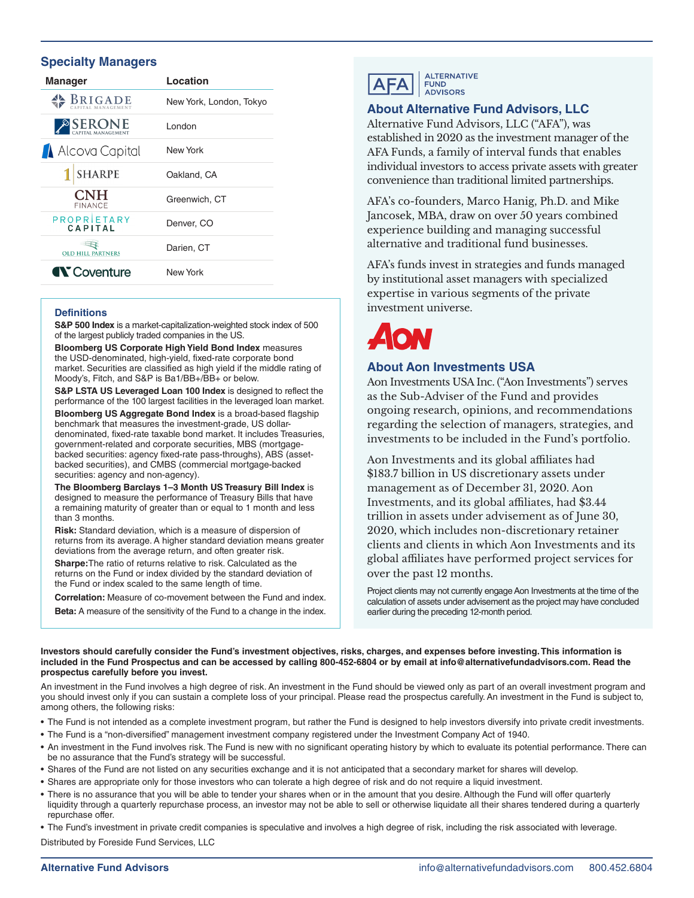## Specialty Managers

| Manager | Location |
|---|---|
| Brigade Capital Management | New York, London, Tokyo |
| Serone Capital Management | London |
| Alcova Capital | New York |
| 1 Sharpe | Oakland, CA |
| CNH Finance | Greenwich, CT |
| Proprietary Capital | Denver, CO |
| Old Hill Partners | Darien, CT |
| Coventure | New York |

### Definitions

**S&P 500 Index** is a market-capitalization-weighted stock index of 500 of the largest publicly traded companies in the US.

**Bloomberg US Corporate High Yield Bond Index** measures the USD-denominated, high-yield, fixed-rate corporate bond market. Securities are classified as high yield if the middle rating of Moody's, Fitch, and S&P is Ba1/BB+/BB+ or below.

**S&P LSTA US Leveraged Loan 100 Index** is designed to reflect the performance of the 100 largest facilities in the leveraged loan market.

**Bloomberg US Aggregate Bond Index** is a broad-based flagship benchmark that measures the investment-grade, US dollar-denominated, fixed-rate taxable bond market. It includes Treasuries, government-related and corporate securities, MBS (mortgage-backed securities: agency fixed-rate pass-throughs), ABS (asset-backed securities), and CMBS (commercial mortgage-backed securities: agency and non-agency).

**The Bloomberg Barclays 1–3 Month US Treasury Bill Index** is designed to measure the performance of Treasury Bills that have a remaining maturity of greater than or equal to 1 month and less than 3 months.

**Risk:** Standard deviation, which is a measure of dispersion of returns from its average. A higher standard deviation means greater deviations from the average return, and often greater risk.

**Sharpe:**The ratio of returns relative to risk. Calculated as the returns on the Fund or index divided by the standard deviation of the Fund or index scaled to the same length of time.

**Correlation:** Measure of co-movement between the Fund and index.

**Beta:** A measure of the sensitivity of the Fund to a change in the index.

AFA | ALTERNATIVE FUND ADVISORS

### About Alternative Fund Advisors, LLC

Alternative Fund Advisors, LLC ("AFA"), was established in 2020 as the investment manager of the AFA Funds, a family of interval funds that enables individual investors to access private assets with greater convenience than traditional limited partnerships.

AFA's co-founders, Marco Hanig, Ph.D. and Mike Jancosek, MBA, draw on over 50 years combined experience building and managing successful alternative and traditional fund businesses.

AFA's funds invest in strategies and funds managed by institutional asset managers with specialized expertise in various segments of the private investment universe.

AON

### About Aon Investments USA

Aon Investments USA Inc. ("Aon Investments") serves as the Sub-Adviser of the Fund and provides ongoing research, opinions, and recommendations regarding the selection of managers, strategies, and investments to be included in the Fund's portfolio.

Aon Investments and its global affiliates had $183.7 billion in US discretionary assets under management as of December 31, 2020. Aon Investments, and its global affiliates, had $3.44 trillion in assets under advisement as of June 30, 2020, which includes non-discretionary retainer clients and clients in which Aon Investments and its global affiliates have performed project services for over the past 12 months.

Project clients may not currently engage Aon Investments at the time of the calculation of assets under advisement as the project may have concluded earlier during the preceding 12-month period.

**Investors should carefully consider the Fund's investment objectives, risks, charges, and expenses before investing. This information is included in the Fund Prospectus and can be accessed by calling 800-452-6804 or by email at info@alternativefundadvisors.com. Read the prospectus carefully before you invest.**

An investment in the Fund involves a high degree of risk. An investment in the Fund should be viewed only as part of an overall investment program and you should invest only if you can sustain a complete loss of your principal. Please read the prospectus carefully. An investment in the Fund is subject to, among others, the following risks:

- The Fund is not intended as a complete investment program, but rather the Fund is designed to help investors diversify into private credit investments.
- The Fund is a "non-diversified" management investment company registered under the Investment Company Act of 1940.
- An investment in the Fund involves risk. The Fund is new with no significant operating history by which to evaluate its potential performance. There can be no assurance that the Fund's strategy will be successful.
- Shares of the Fund are not listed on any securities exchange and it is not anticipated that a secondary market for shares will develop.
- Shares are appropriate only for those investors who can tolerate a high degree of risk and do not require a liquid investment.
- There is no assurance that you will be able to tender your shares when or in the amount that you desire. Although the Fund will offer quarterly liquidity through a quarterly repurchase process, an investor may not be able to sell or otherwise liquidate all their shares tendered during a quarterly repurchase offer.
- The Fund's investment in private credit companies is speculative and involves a high degree of risk, including the risk associated with leverage.

Distributed by Foreside Fund Services, LLC

**Alternative Fund Advisors** info@alternativefundadvisors.com 800.452.6804